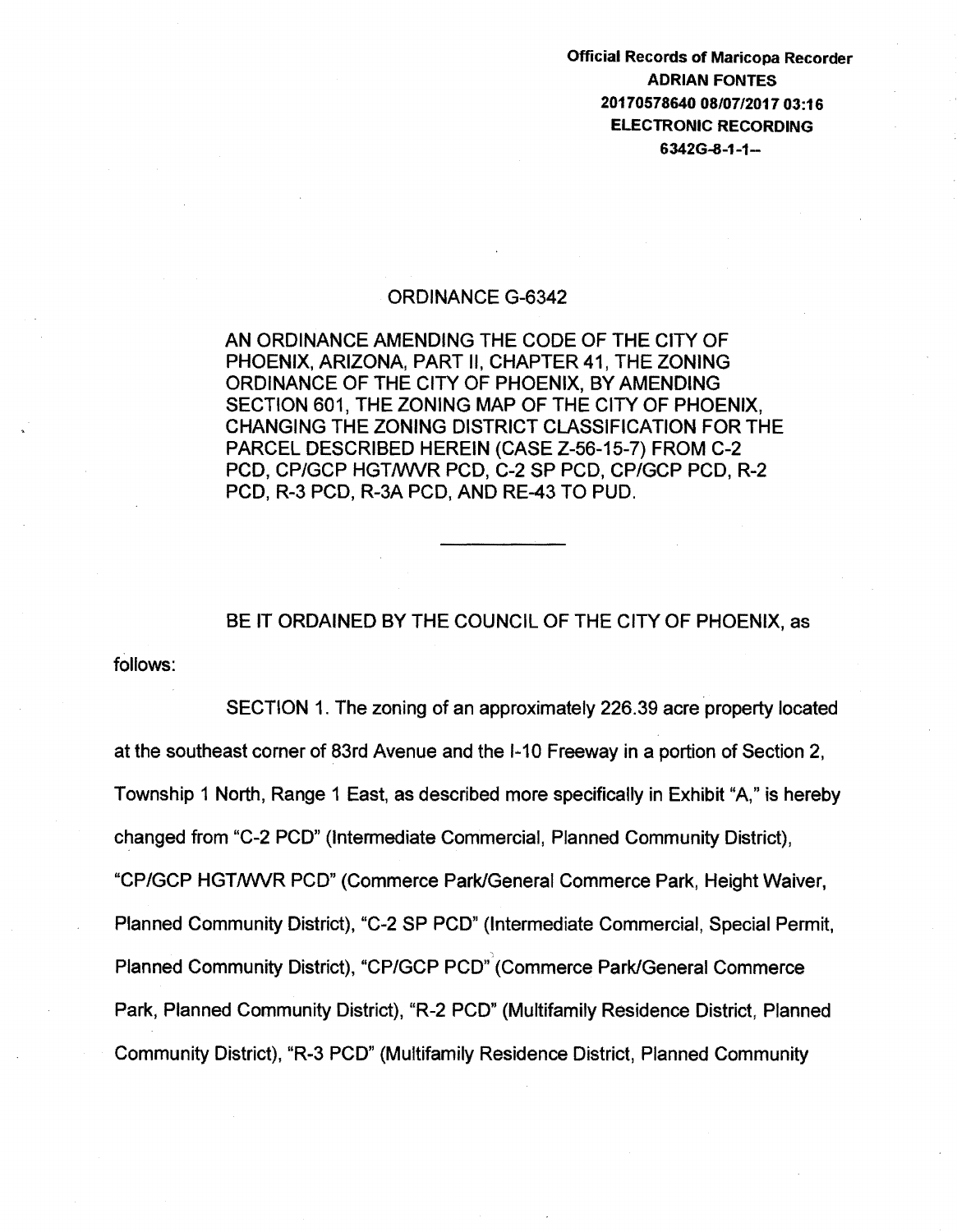**Official Records of Maricopa Recorder**
**ADRIAN FONTES**
**20170578640 08/07/2017 03:16**
**ELECTRONIC RECORDING**
**6342G-8-1-1--**

# ORDINANCE G-6342

AN ORDINANCE AMENDING THE CODE OF THE CITY OF PHOENIX, ARIZONA, PART II, CHAPTER 41, THE ZONING ORDINANCE OF THE CITY OF PHOENIX, BY AMENDING SECTION 601, THE ZONING MAP OF THE CITY OF PHOENIX, CHANGING THE ZONING DISTRICT CLASSIFICATION FOR THE PARCEL DESCRIBED HEREIN (CASE Z-56-15-7) FROM C-2 PCD, CP/GCP HGT/WVR PCD, C-2 SP PCD, CP/GCP PCD, R-2 PCD, R-3 PCD, R-3A PCD, AND RE-43 TO PUD.

---

BE IT ORDAINED BY THE COUNCIL OF THE CITY OF PHOENIX, as follows:

SECTION 1. The zoning of an approximately 226.39 acre property located at the southeast corner of 83rd Avenue and the I-10 Freeway in a portion of Section 2, Township 1 North, Range 1 East, as described more specifically in Exhibit "A," is hereby changed from "C-2 PCD" (Intermediate Commercial, Planned Community District), "CP/GCP HGT/WVR PCD" (Commerce Park/General Commerce Park, Height Waiver, Planned Community District), "C-2 SP PCD" (Intermediate Commercial, Special Permit, Planned Community District), "CP/GCP PCD" (Commerce Park/General Commerce Park, Planned Community District), "R-2 PCD" (Multifamily Residence District, Planned Community District), "R-3 PCD" (Multifamily Residence District, Planned Community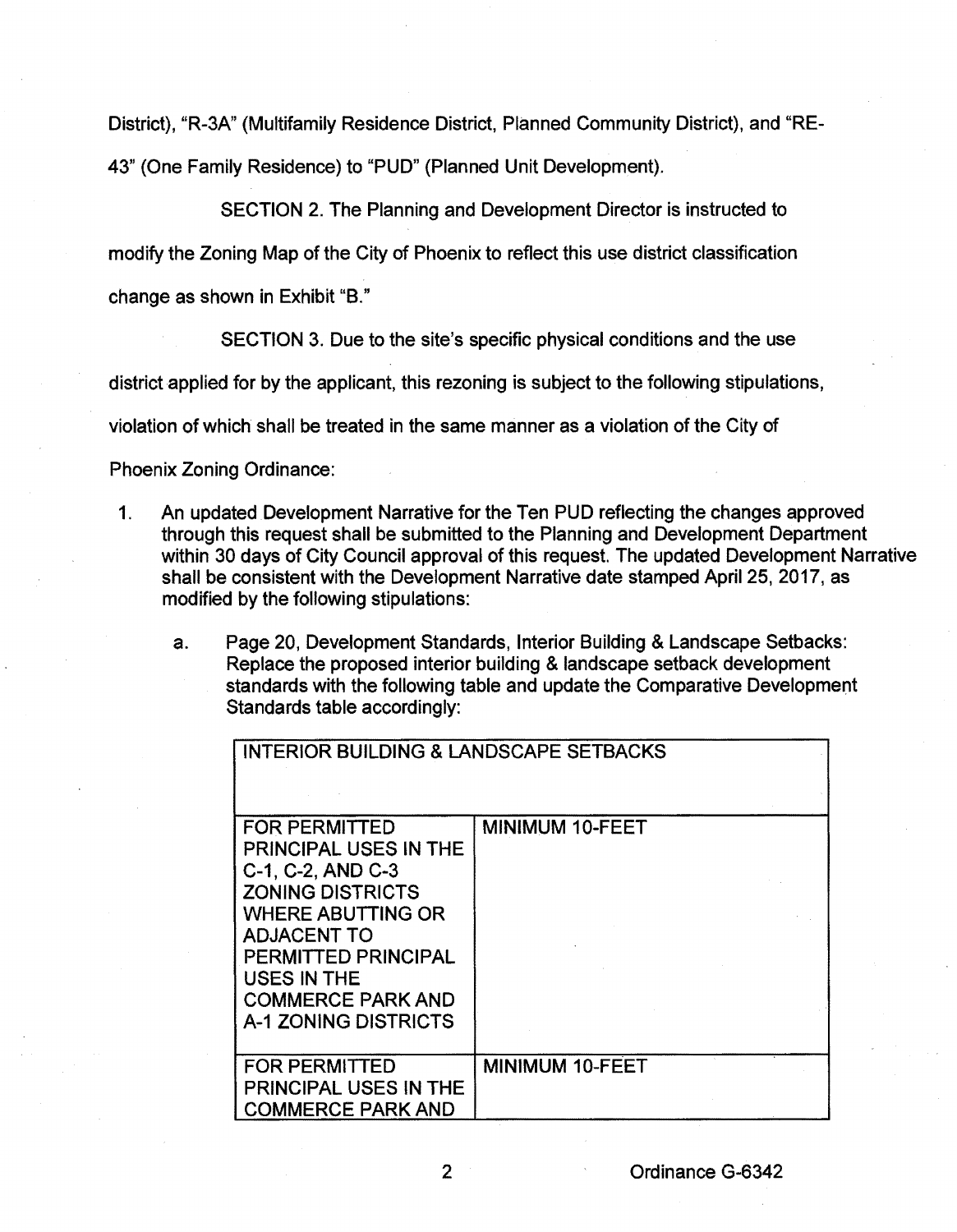District), "R-3A" (Multifamily Residence District, Planned Community District), and "RE-43" (One Family Residence) to "PUD" (Planned Unit Development).

SECTION 2. The Planning and Development Director is instructed to modify the Zoning Map of the City of Phoenix to reflect this use district classification change as shown in Exhibit "B."

SECTION 3. Due to the site's specific physical conditions and the use district applied for by the applicant, this rezoning is subject to the following stipulations, violation of which shall be treated in the same manner as a violation of the City of Phoenix Zoning Ordinance:

1. An updated Development Narrative for the Ten PUD reflecting the changes approved through this request shall be submitted to the Planning and Development Department within 30 days of City Council approval of this request. The updated Development Narrative shall be consistent with the Development Narrative date stamped April 25, 2017, as modified by the following stipulations:

   a. Page 20, Development Standards, Interior Building & Landscape Setbacks: Replace the proposed interior building & landscape setback development standards with the following table and update the Comparative Development Standards table accordingly:

| INTERIOR BUILDING & LANDSCAPE SETBACKS | |
|---|---|
| FOR PERMITTED PRINCIPAL USES IN THE C-1, C-2, AND C-3 ZONING DISTRICTS WHERE ABUTTING OR ADJACENT TO PERMITTED PRINCIPAL USES IN THE COMMERCE PARK AND A-1 ZONING DISTRICTS | MINIMUM 10-FEET |
| FOR PERMITTED PRINCIPAL USES IN THE COMMERCE PARK AND | MINIMUM 10-FEET |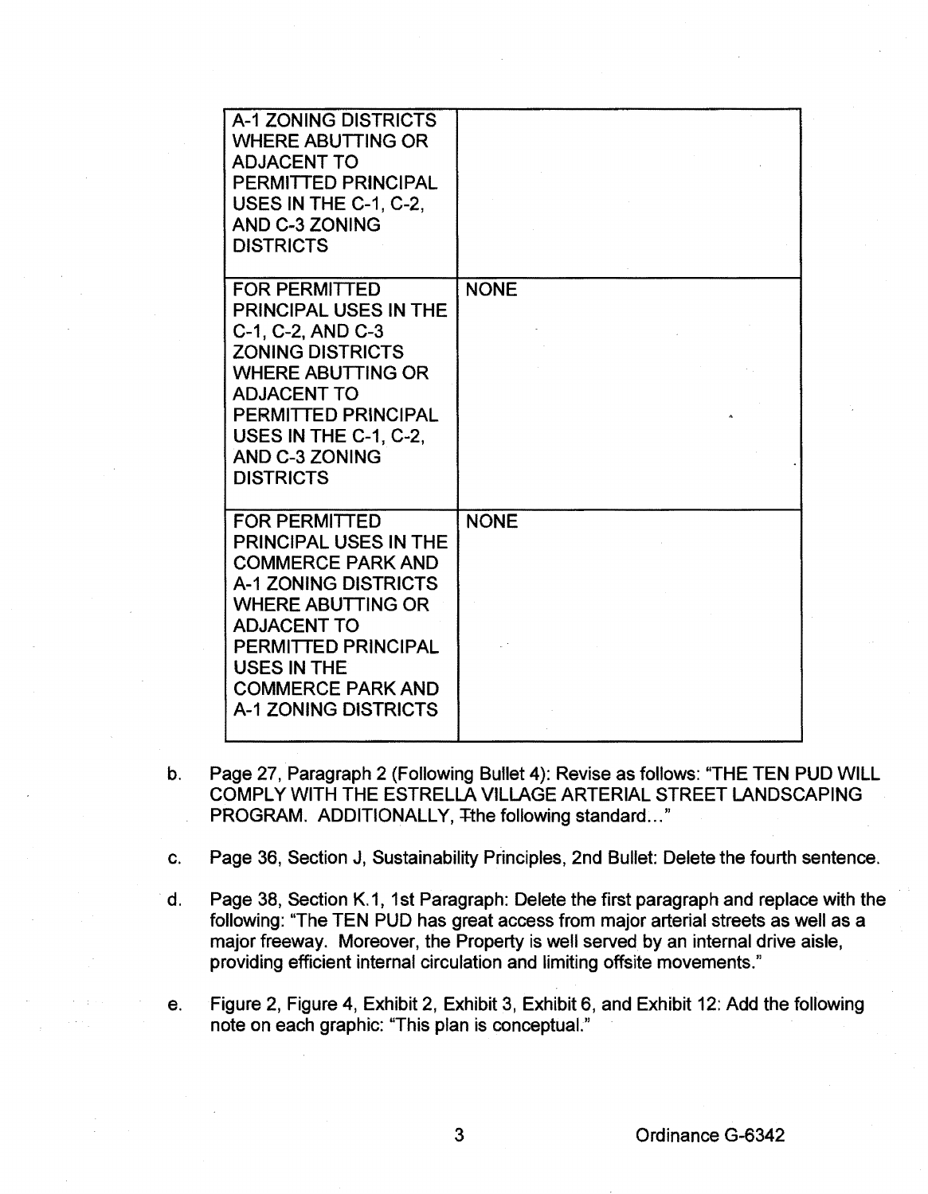| | |
|---|---|
| A-1 ZONING DISTRICTS WHERE ABUTTING OR ADJACENT TO PERMITTED PRINCIPAL USES IN THE C-1, C-2, AND C-3 ZONING DISTRICTS | |
| FOR PERMITTED PRINCIPAL USES IN THE C-1, C-2, AND C-3 ZONING DISTRICTS WHERE ABUTTING OR ADJACENT TO PERMITTED PRINCIPAL USES IN THE C-1, C-2, AND C-3 ZONING DISTRICTS | NONE |
| FOR PERMITTED PRINCIPAL USES IN THE COMMERCE PARK AND A-1 ZONING DISTRICTS WHERE ABUTTING OR ADJACENT TO PERMITTED PRINCIPAL USES IN THE COMMERCE PARK AND A-1 ZONING DISTRICTS | NONE |

b. Page 27, Paragraph 2 (Following Bullet 4): Revise as follows: "THE TEN PUD WILL COMPLY WITH THE ESTRELLA VILLAGE ARTERIAL STREET LANDSCAPING PROGRAM. ADDITIONALLY, ~~T~~the following standard..."

c. Page 36, Section J, Sustainability Principles, 2nd Bullet: Delete the fourth sentence.

d. Page 38, Section K.1, 1st Paragraph: Delete the first paragraph and replace with the following: "The TEN PUD has great access from major arterial streets as well as a major freeway. Moreover, the Property is well served by an internal drive aisle, providing efficient internal circulation and limiting offsite movements."

e. Figure 2, Figure 4, Exhibit 2, Exhibit 3, Exhibit 6, and Exhibit 12: Add the following note on each graphic: "This plan is conceptual."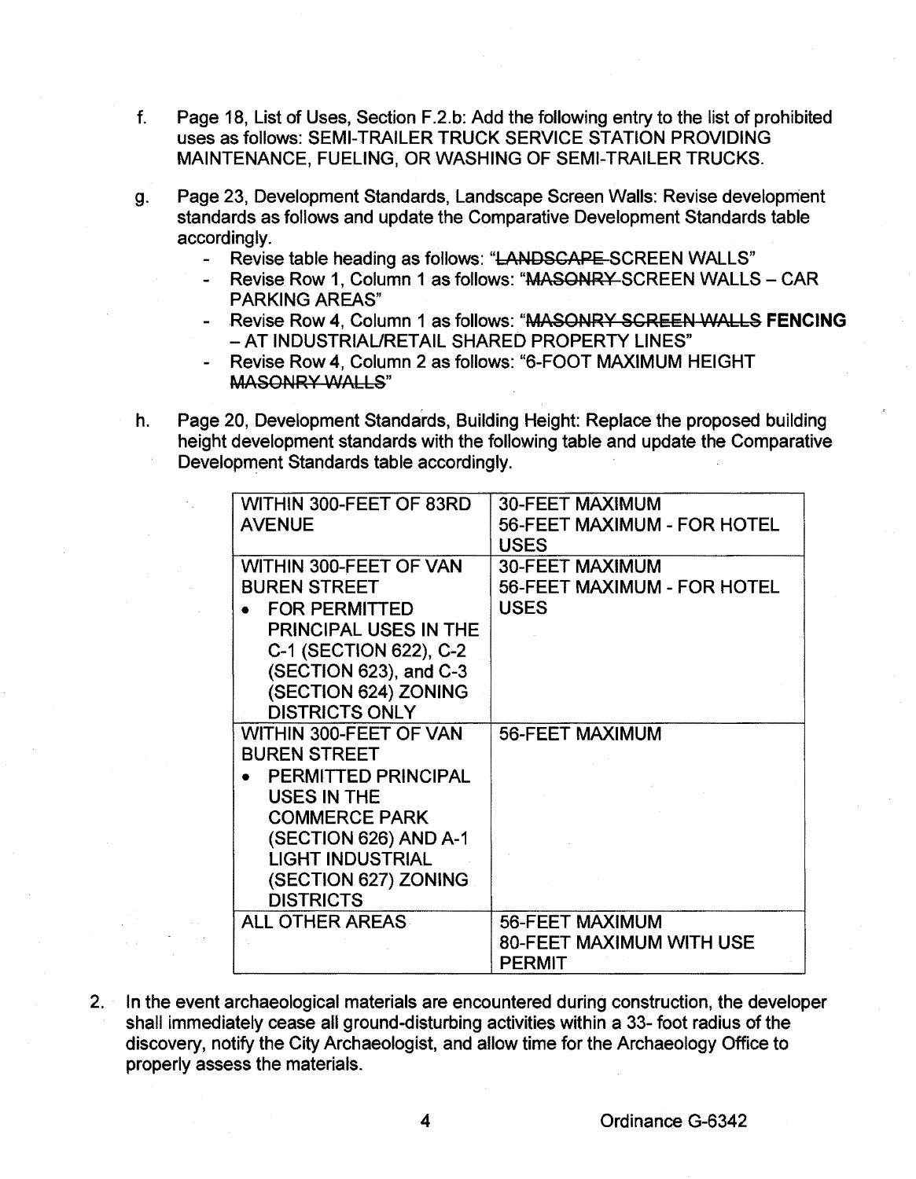f. Page 18, List of Uses, Section F.2.b: Add the following entry to the list of prohibited uses as follows: SEMI-TRAILER TRUCK SERVICE STATION PROVIDING MAINTENANCE, FUELING, OR WASHING OF SEMI-TRAILER TRUCKS.

g. Page 23, Development Standards, Landscape Screen Walls: Revise development standards as follows and update the Comparative Development Standards table accordingly.
   - Revise table heading as follows: "~~LANDSCAPE~~ SCREEN WALLS"
   - Revise Row 1, Column 1 as follows: "~~MASONRY~~ SCREEN WALLS – CAR PARKING AREAS"
   - Revise Row 4, Column 1 as follows: "~~MASONRY SCREEN WALLS~~ **FENCING** – AT INDUSTRIAL/RETAIL SHARED PROPERTY LINES"
   - Revise Row 4, Column 2 as follows: "6-FOOT MAXIMUM HEIGHT ~~MASONRY WALLS~~"

h. Page 20, Development Standards, Building Height: Replace the proposed building height development standards with the following table and update the Comparative Development Standards table accordingly.

| | |
|---|---|
| WITHIN 300-FEET OF 83RD AVENUE | 30-FEET MAXIMUM<br>56-FEET MAXIMUM - FOR HOTEL USES |
| WITHIN 300-FEET OF VAN BUREN STREET<br>• FOR PERMITTED PRINCIPAL USES IN THE C-1 (SECTION 622), C-2 (SECTION 623), and C-3 (SECTION 624) ZONING DISTRICTS ONLY | 30-FEET MAXIMUM<br>56-FEET MAXIMUM - FOR HOTEL USES |
| WITHIN 300-FEET OF VAN BUREN STREET<br>• PERMITTED PRINCIPAL USES IN THE COMMERCE PARK (SECTION 626) AND A-1 LIGHT INDUSTRIAL (SECTION 627) ZONING DISTRICTS | 56-FEET MAXIMUM |
| ALL OTHER AREAS | 56-FEET MAXIMUM<br>80-FEET MAXIMUM WITH USE PERMIT |

2. In the event archaeological materials are encountered during construction, the developer shall immediately cease all ground-disturbing activities within a 33- foot radius of the discovery, notify the City Archaeologist, and allow time for the Archaeology Office to properly assess the materials.

Ordinance G-6342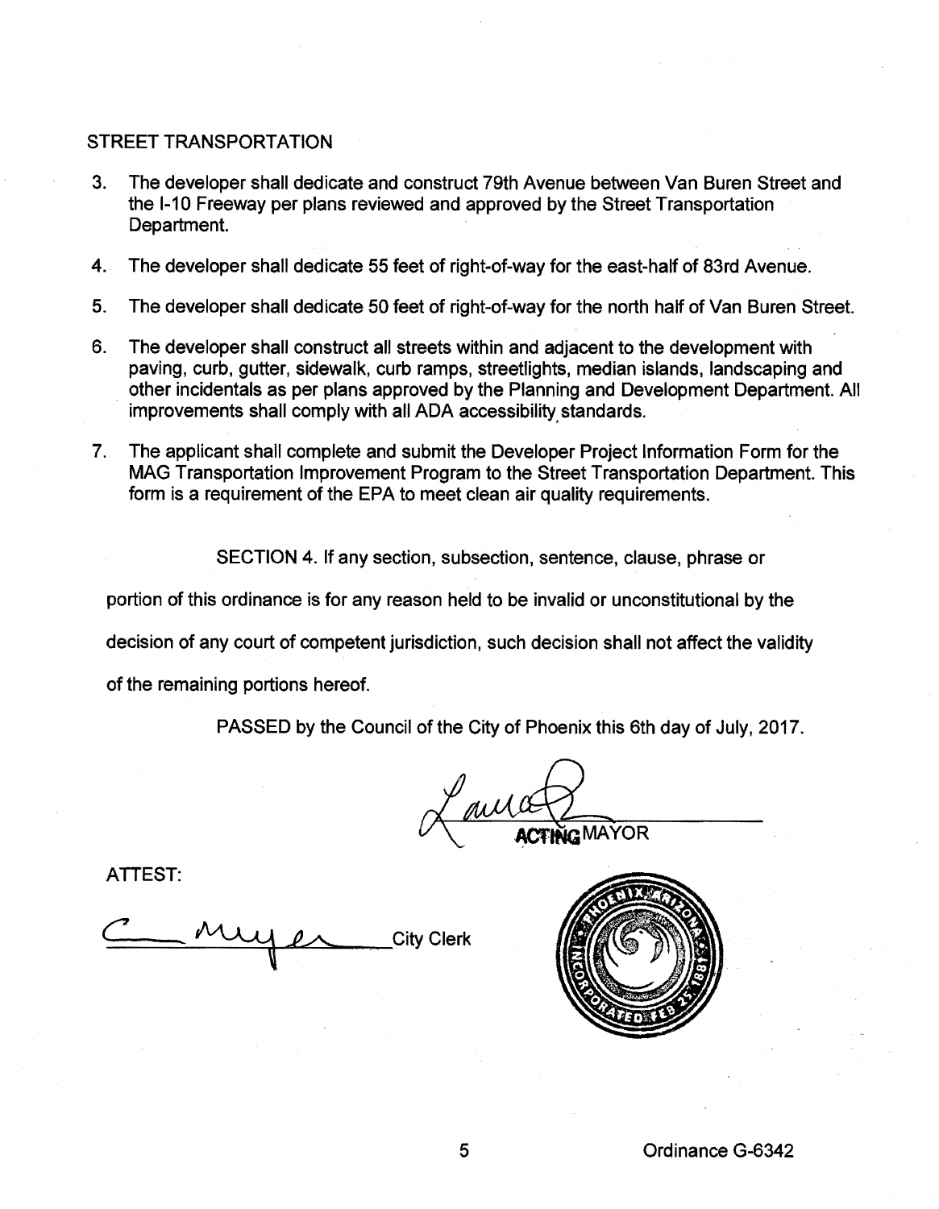STREET TRANSPORTATION

3. The developer shall dedicate and construct 79th Avenue between Van Buren Street and the I-10 Freeway per plans reviewed and approved by the Street Transportation Department.

4. The developer shall dedicate 55 feet of right-of-way for the east-half of 83rd Avenue.

5. The developer shall dedicate 50 feet of right-of-way for the north half of Van Buren Street.

6. The developer shall construct all streets within and adjacent to the development with paving, curb, gutter, sidewalk, curb ramps, streetlights, median islands, landscaping and other incidentals as per plans approved by the Planning and Development Department. All improvements shall comply with all ADA accessibility standards.

7. The applicant shall complete and submit the Developer Project Information Form for the MAG Transportation Improvement Program to the Street Transportation Department. This form is a requirement of the EPA to meet clean air quality requirements.

SECTION 4. If any section, subsection, sentence, clause, phrase or portion of this ordinance is for any reason held to be invalid or unconstitutional by the decision of any court of competent jurisdiction, such decision shall not affect the validity of the remaining portions hereof.

PASSED by the Council of the City of Phoenix this 6th day of July, 2017.

ACTING MAYOR

ATTEST:

City Clerk

Ordinance G-6342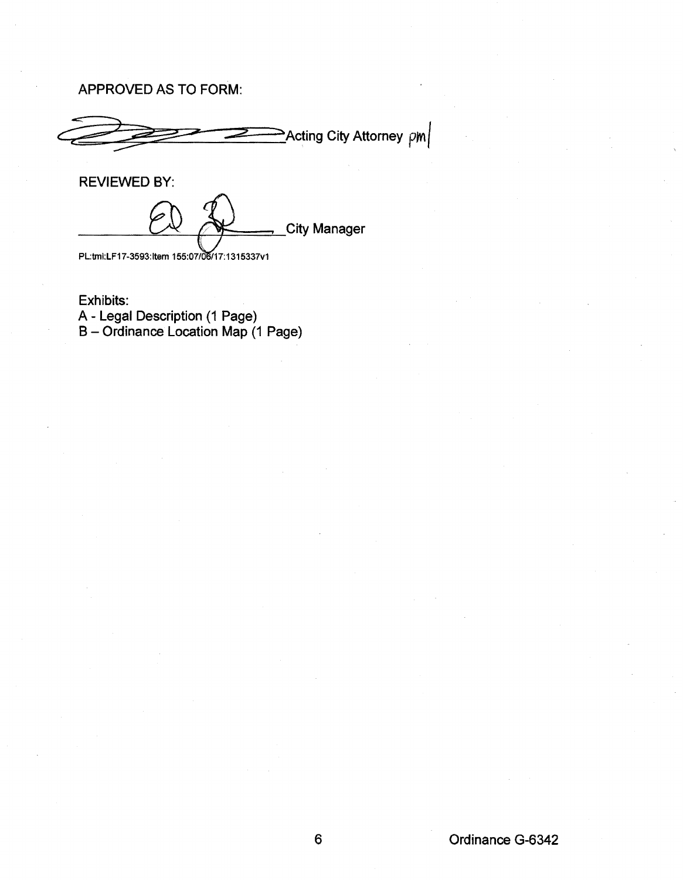APPROVED AS TO FORM:

_______________________Acting City Attorney pm|

REVIEWED BY:

_______________________City Manager

PL:tml:LF17-3593:Item 155:07/06/17:1315337v1

Exhibits:
A - Legal Description (1 Page)
B – Ordinance Location Map (1 Page)

Ordinance G-6342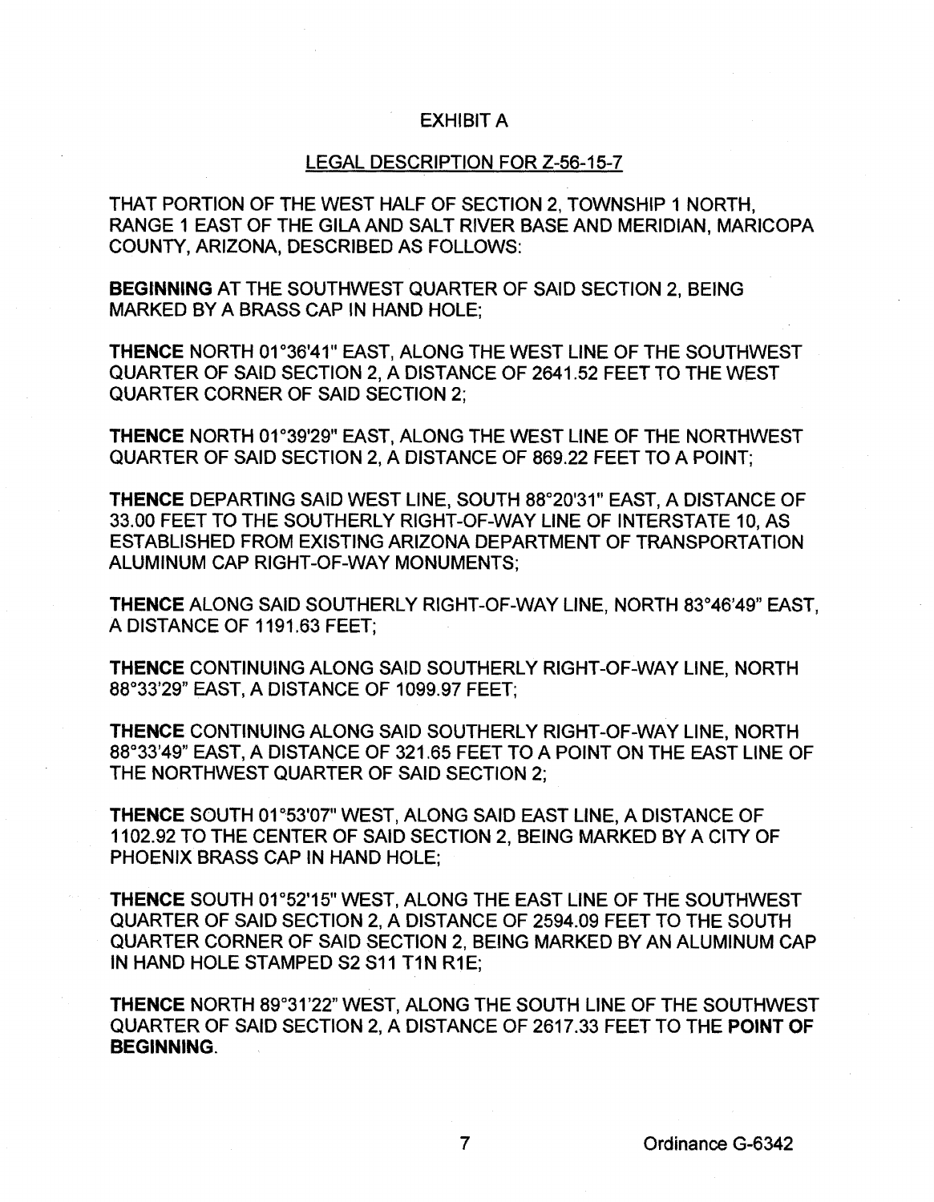# EXHIBIT A

## LEGAL DESCRIPTION FOR Z-56-15-7

THAT PORTION OF THE WEST HALF OF SECTION 2, TOWNSHIP 1 NORTH, RANGE 1 EAST OF THE GILA AND SALT RIVER BASE AND MERIDIAN, MARICOPA COUNTY, ARIZONA, DESCRIBED AS FOLLOWS:

**BEGINNING** AT THE SOUTHWEST QUARTER OF SAID SECTION 2, BEING MARKED BY A BRASS CAP IN HAND HOLE;

**THENCE** NORTH 01°36'41" EAST, ALONG THE WEST LINE OF THE SOUTHWEST QUARTER OF SAID SECTION 2, A DISTANCE OF 2641.52 FEET TO THE WEST QUARTER CORNER OF SAID SECTION 2;

**THENCE** NORTH 01°39'29" EAST, ALONG THE WEST LINE OF THE NORTHWEST QUARTER OF SAID SECTION 2, A DISTANCE OF 869.22 FEET TO A POINT;

**THENCE** DEPARTING SAID WEST LINE, SOUTH 88°20'31" EAST, A DISTANCE OF 33.00 FEET TO THE SOUTHERLY RIGHT-OF-WAY LINE OF INTERSTATE 10, AS ESTABLISHED FROM EXISTING ARIZONA DEPARTMENT OF TRANSPORTATION ALUMINUM CAP RIGHT-OF-WAY MONUMENTS;

**THENCE** ALONG SAID SOUTHERLY RIGHT-OF-WAY LINE, NORTH 83°46'49" EAST, A DISTANCE OF 1191.63 FEET;

**THENCE** CONTINUING ALONG SAID SOUTHERLY RIGHT-OF-WAY LINE, NORTH 88°33'29" EAST, A DISTANCE OF 1099.97 FEET;

**THENCE** CONTINUING ALONG SAID SOUTHERLY RIGHT-OF-WAY LINE, NORTH 88°33'49" EAST, A DISTANCE OF 321.65 FEET TO A POINT ON THE EAST LINE OF THE NORTHWEST QUARTER OF SAID SECTION 2;

**THENCE** SOUTH 01°53'07" WEST, ALONG SAID EAST LINE, A DISTANCE OF 1102.92 TO THE CENTER OF SAID SECTION 2, BEING MARKED BY A CITY OF PHOENIX BRASS CAP IN HAND HOLE;

**THENCE** SOUTH 01°52'15" WEST, ALONG THE EAST LINE OF THE SOUTHWEST QUARTER OF SAID SECTION 2, A DISTANCE OF 2594.09 FEET TO THE SOUTH QUARTER CORNER OF SAID SECTION 2, BEING MARKED BY AN ALUMINUM CAP IN HAND HOLE STAMPED S2 S11 T1N R1E;

**THENCE** NORTH 89°31'22" WEST, ALONG THE SOUTH LINE OF THE SOUTHWEST QUARTER OF SAID SECTION 2, A DISTANCE OF 2617.33 FEET TO THE **POINT OF BEGINNING**.

Ordinance G-6342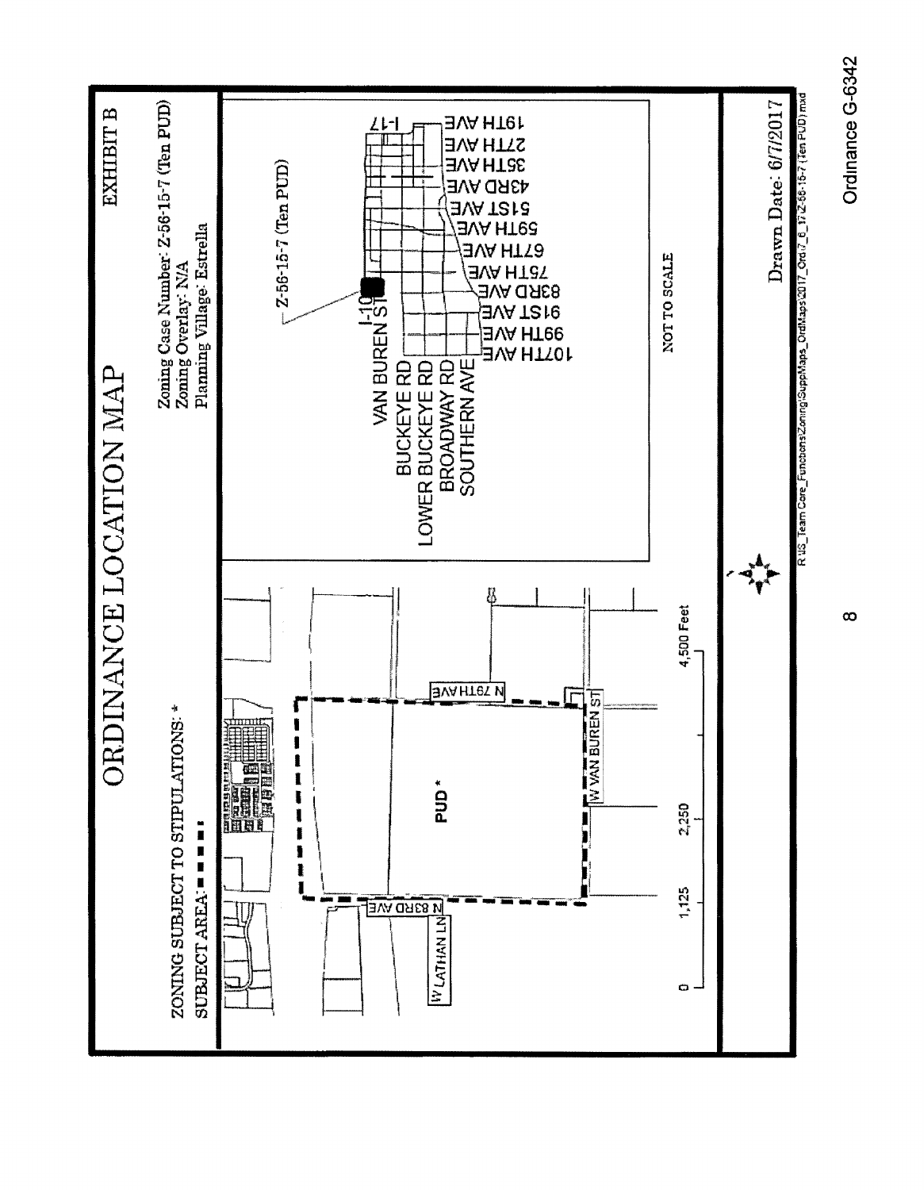# ORDINANCE LOCATION MAP

EXHIBIT B

ZONING SUBJECT TO STIPULATIONS: *

SUBJECT AREA: ■ ■ ■ ■

Zoning Case Number: Z-56-15-7 (Ten PUD)
Zoning Overlay: N/A
Planning Village: Estrella

PUD *

N 83RD AVE

N 79TH AVE

W VAN BUREN ST

W LATHAN LN

0 — 1,125 — 2,250 — 4,500 Feet

Z-56-15-7 (Ten PUD)

I-10

I-17

VAN BUREN ST
BUCKEYE RD
LOWER BUCKEYE RD
BROADWAY RD
SOUTHERN AVE

107TH AVE
99TH AVE
91ST AVE
83RD AVE
75TH AVE
67TH AVE
59TH AVE
51ST AVE
43RD AVE
35TH AVE
27TH AVE
19TH AVE

NOT TO SCALE

Drawn Date: 6/7/2017

R:\IS_Team\Core_Functions\Zoning\SuppMaps_OrdMaps\2017_Ord\7_6_17\Z-56-15-7 (Ten PUD).mxd

Ordinance G-6342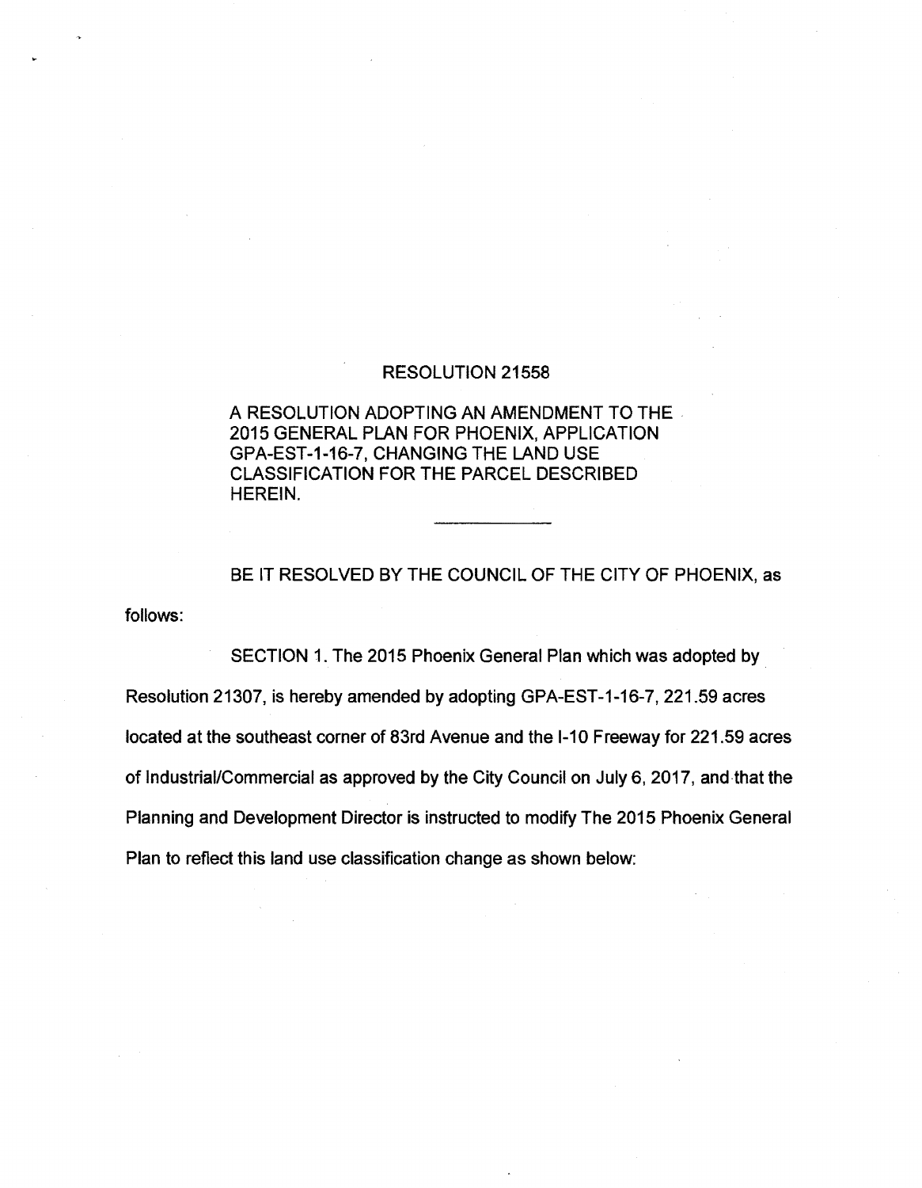RESOLUTION 21558

A RESOLUTION ADOPTING AN AMENDMENT TO THE 2015 GENERAL PLAN FOR PHOENIX, APPLICATION GPA-EST-1-16-7, CHANGING THE LAND USE CLASSIFICATION FOR THE PARCEL DESCRIBED HEREIN.

---

BE IT RESOLVED BY THE COUNCIL OF THE CITY OF PHOENIX, as follows:

SECTION 1. The 2015 Phoenix General Plan which was adopted by Resolution 21307, is hereby amended by adopting GPA-EST-1-16-7, 221.59 acres located at the southeast corner of 83rd Avenue and the I-10 Freeway for 221.59 acres of Industrial/Commercial as approved by the City Council on July 6, 2017, and that the Planning and Development Director is instructed to modify The 2015 Phoenix General Plan to reflect this land use classification change as shown below: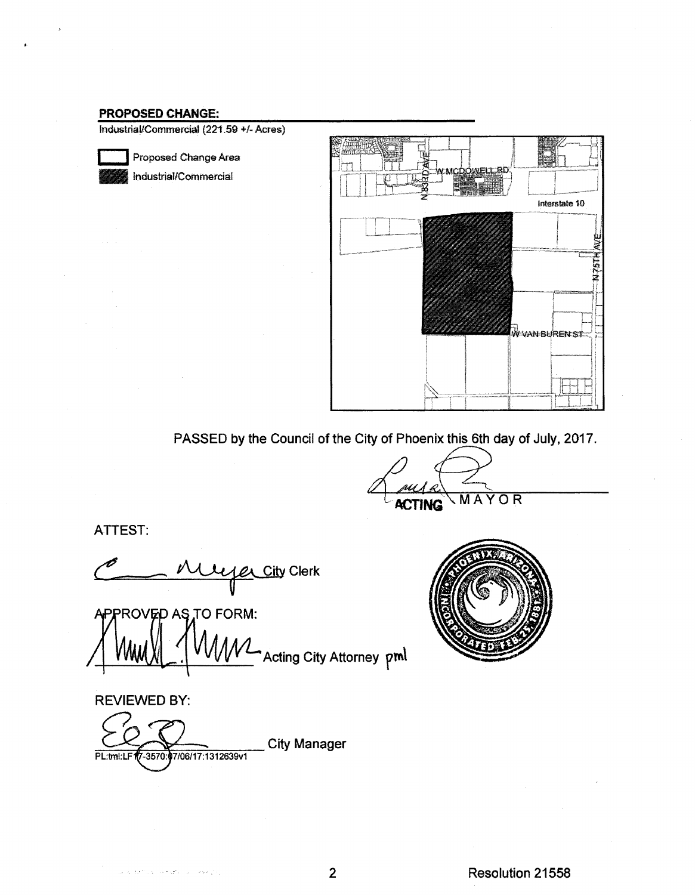**PROPOSED CHANGE:**

Industrial/Commercial (221.59 +/- Acres)

Proposed Change Area

Industrial/Commercial

W MCDOWELL RD

N 83RD AVE

Interstate 10

N 75TH AVE

W VAN BUREN ST

PASSED by the Council of the City of Phoenix this 6th day of July, 2017.

ACTING MAYOR

ATTEST:

City Clerk

APPROVED AS TO FORM:

Acting City Attorney pml

REVIEWED BY:

City Manager

PL:tml:LF17-3570:07/06/17:1312639v1

Resolution 21558